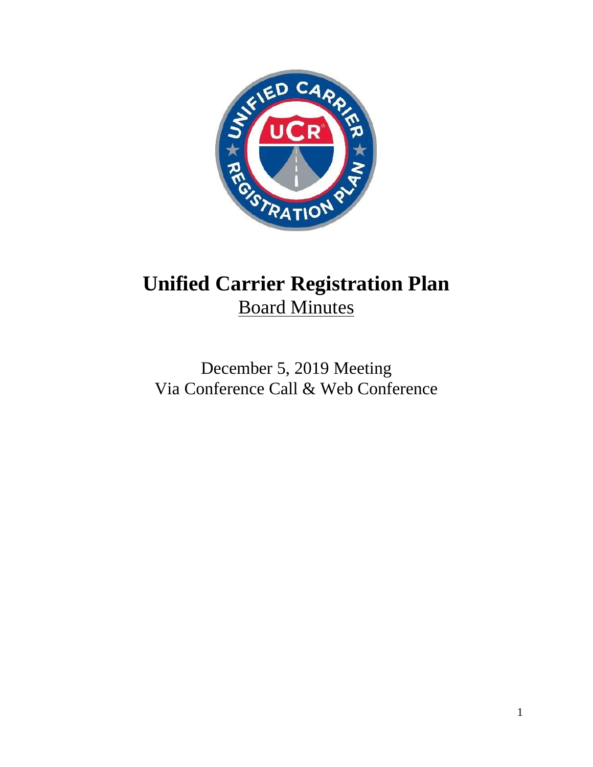# Unified Carrier Registration Plan

Board Minutes

December 5, 2019 Meeting
Via Conference Call & Web Conference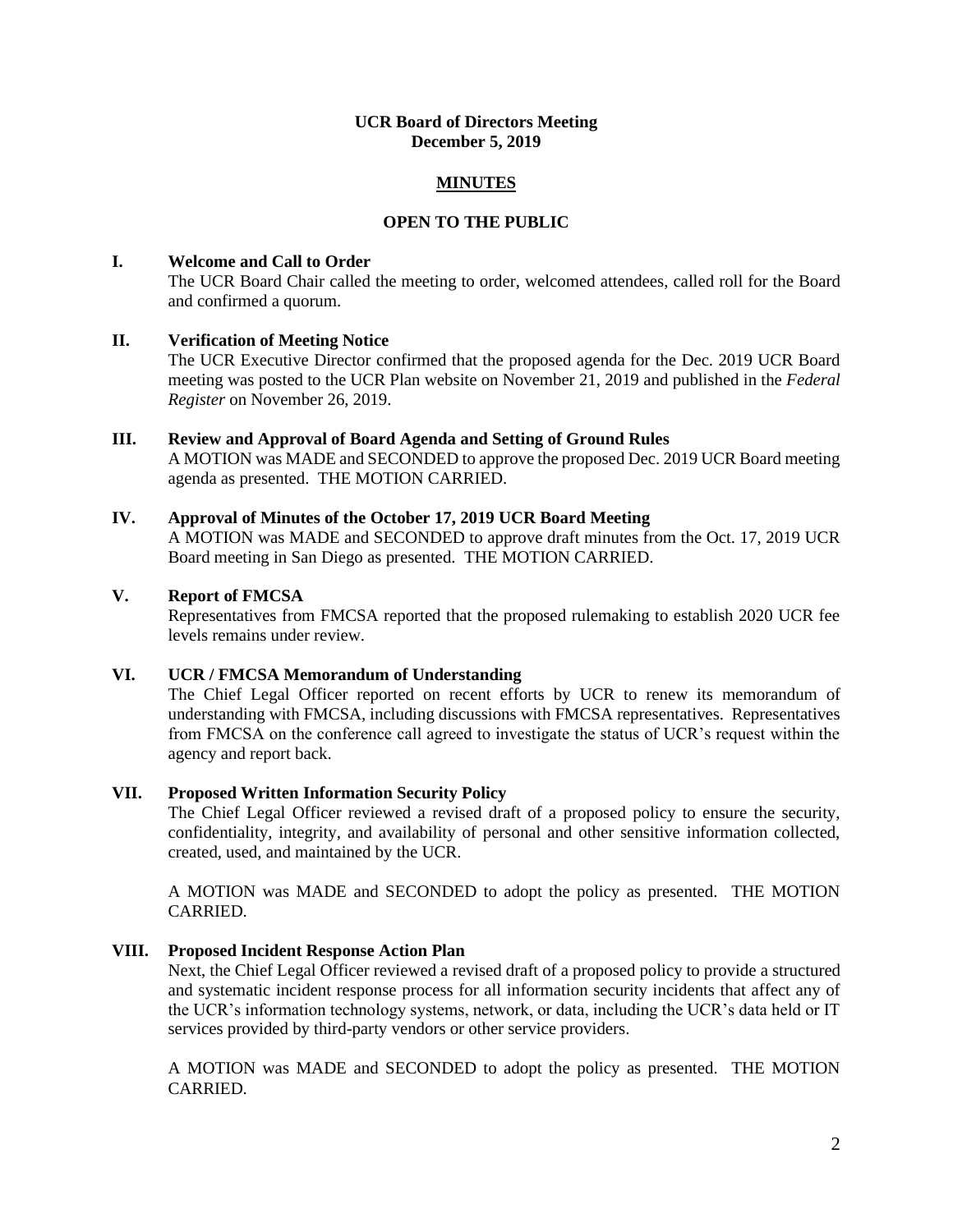**UCR Board of Directors Meeting**
**December 5, 2019**

## MINUTES

**OPEN TO THE PUBLIC**

### I. Welcome and Call to Order

The UCR Board Chair called the meeting to order, welcomed attendees, called roll for the Board and confirmed a quorum.

### II. Verification of Meeting Notice

The UCR Executive Director confirmed that the proposed agenda for the Dec. 2019 UCR Board meeting was posted to the UCR Plan website on November 21, 2019 and published in the *Federal Register* on November 26, 2019.

### III. Review and Approval of Board Agenda and Setting of Ground Rules

A MOTION was MADE and SECONDED to approve the proposed Dec. 2019 UCR Board meeting agenda as presented. THE MOTION CARRIED.

### IV. Approval of Minutes of the October 17, 2019 UCR Board Meeting

A MOTION was MADE and SECONDED to approve draft minutes from the Oct. 17, 2019 UCR Board meeting in San Diego as presented. THE MOTION CARRIED.

### V. Report of FMCSA

Representatives from FMCSA reported that the proposed rulemaking to establish 2020 UCR fee levels remains under review.

### VI. UCR / FMCSA Memorandum of Understanding

The Chief Legal Officer reported on recent efforts by UCR to renew its memorandum of understanding with FMCSA, including discussions with FMCSA representatives. Representatives from FMCSA on the conference call agreed to investigate the status of UCR's request within the agency and report back.

### VII. Proposed Written Information Security Policy

The Chief Legal Officer reviewed a revised draft of a proposed policy to ensure the security, confidentiality, integrity, and availability of personal and other sensitive information collected, created, used, and maintained by the UCR.

A MOTION was MADE and SECONDED to adopt the policy as presented. THE MOTION CARRIED.

### VIII. Proposed Incident Response Action Plan

Next, the Chief Legal Officer reviewed a revised draft of a proposed policy to provide a structured and systematic incident response process for all information security incidents that affect any of the UCR's information technology systems, network, or data, including the UCR's data held or IT services provided by third-party vendors or other service providers.

A MOTION was MADE and SECONDED to adopt the policy as presented. THE MOTION CARRIED.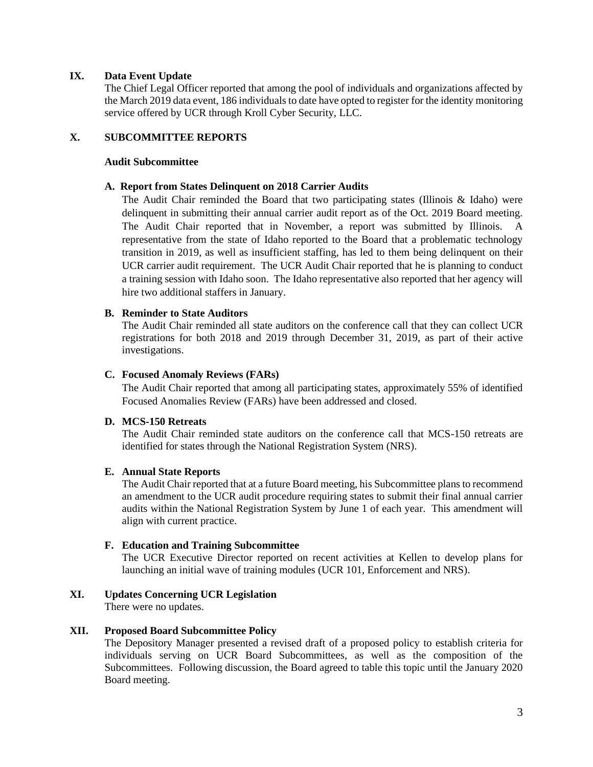## IX. Data Event Update

The Chief Legal Officer reported that among the pool of individuals and organizations affected by the March 2019 data event, 186 individuals to date have opted to register for the identity monitoring service offered by UCR through Kroll Cyber Security, LLC.

## X. SUBCOMMITTEE REPORTS

### Audit Subcommittee

#### A. Report from States Delinquent on 2018 Carrier Audits

The Audit Chair reminded the Board that two participating states (Illinois & Idaho) were delinquent in submitting their annual carrier audit report as of the Oct. 2019 Board meeting. The Audit Chair reported that in November, a report was submitted by Illinois. A representative from the state of Idaho reported to the Board that a problematic technology transition in 2019, as well as insufficient staffing, has led to them being delinquent on their UCR carrier audit requirement. The UCR Audit Chair reported that he is planning to conduct a training session with Idaho soon. The Idaho representative also reported that her agency will hire two additional staffers in January.

#### B. Reminder to State Auditors

The Audit Chair reminded all state auditors on the conference call that they can collect UCR registrations for both 2018 and 2019 through December 31, 2019, as part of their active investigations.

#### C. Focused Anomaly Reviews (FARs)

The Audit Chair reported that among all participating states, approximately 55% of identified Focused Anomalies Review (FARs) have been addressed and closed.

#### D. MCS-150 Retreats

The Audit Chair reminded state auditors on the conference call that MCS-150 retreats are identified for states through the National Registration System (NRS).

#### E. Annual State Reports

The Audit Chair reported that at a future Board meeting, his Subcommittee plans to recommend an amendment to the UCR audit procedure requiring states to submit their final annual carrier audits within the National Registration System by June 1 of each year. This amendment will align with current practice.

#### F. Education and Training Subcommittee

The UCR Executive Director reported on recent activities at Kellen to develop plans for launching an initial wave of training modules (UCR 101, Enforcement and NRS).

## XI. Updates Concerning UCR Legislation

There were no updates.

## XII. Proposed Board Subcommittee Policy

The Depository Manager presented a revised draft of a proposed policy to establish criteria for individuals serving on UCR Board Subcommittees, as well as the composition of the Subcommittees. Following discussion, the Board agreed to table this topic until the January 2020 Board meeting.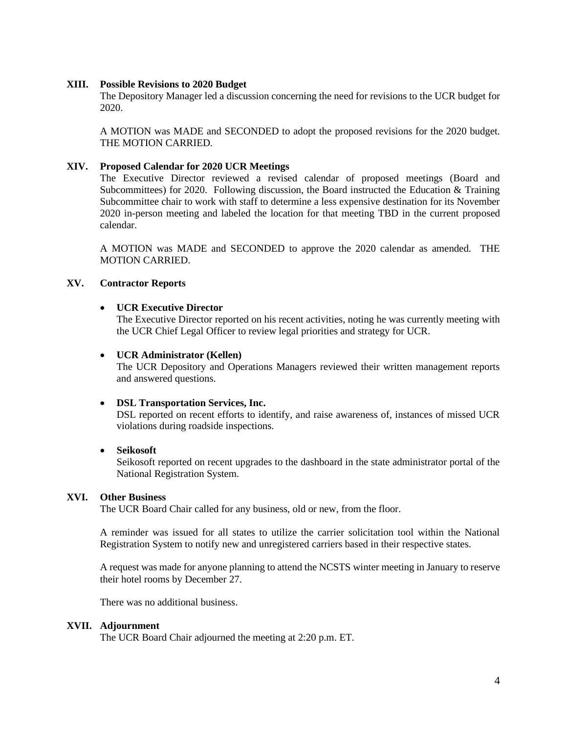## XIII. Possible Revisions to 2020 Budget

The Depository Manager led a discussion concerning the need for revisions to the UCR budget for 2020.

A MOTION was MADE and SECONDED to adopt the proposed revisions for the 2020 budget. THE MOTION CARRIED.

## XIV. Proposed Calendar for 2020 UCR Meetings

The Executive Director reviewed a revised calendar of proposed meetings (Board and Subcommittees) for 2020. Following discussion, the Board instructed the Education & Training Subcommittee chair to work with staff to determine a less expensive destination for its November 2020 in-person meeting and labeled the location for that meeting TBD in the current proposed calendar.

A MOTION was MADE and SECONDED to approve the 2020 calendar as amended. THE MOTION CARRIED.

## XV. Contractor Reports

- **UCR Executive Director**
  The Executive Director reported on his recent activities, noting he was currently meeting with the UCR Chief Legal Officer to review legal priorities and strategy for UCR.

- **UCR Administrator (Kellen)**
  The UCR Depository and Operations Managers reviewed their written management reports and answered questions.

- **DSL Transportation Services, Inc.**
  DSL reported on recent efforts to identify, and raise awareness of, instances of missed UCR violations during roadside inspections.

- **Seikosoft**
  Seikosoft reported on recent upgrades to the dashboard in the state administrator portal of the National Registration System.

## XVI. Other Business

The UCR Board Chair called for any business, old or new, from the floor.

A reminder was issued for all states to utilize the carrier solicitation tool within the National Registration System to notify new and unregistered carriers based in their respective states.

A request was made for anyone planning to attend the NCSTS winter meeting in January to reserve their hotel rooms by December 27.

There was no additional business.

## XVII. Adjournment

The UCR Board Chair adjourned the meeting at 2:20 p.m. ET.